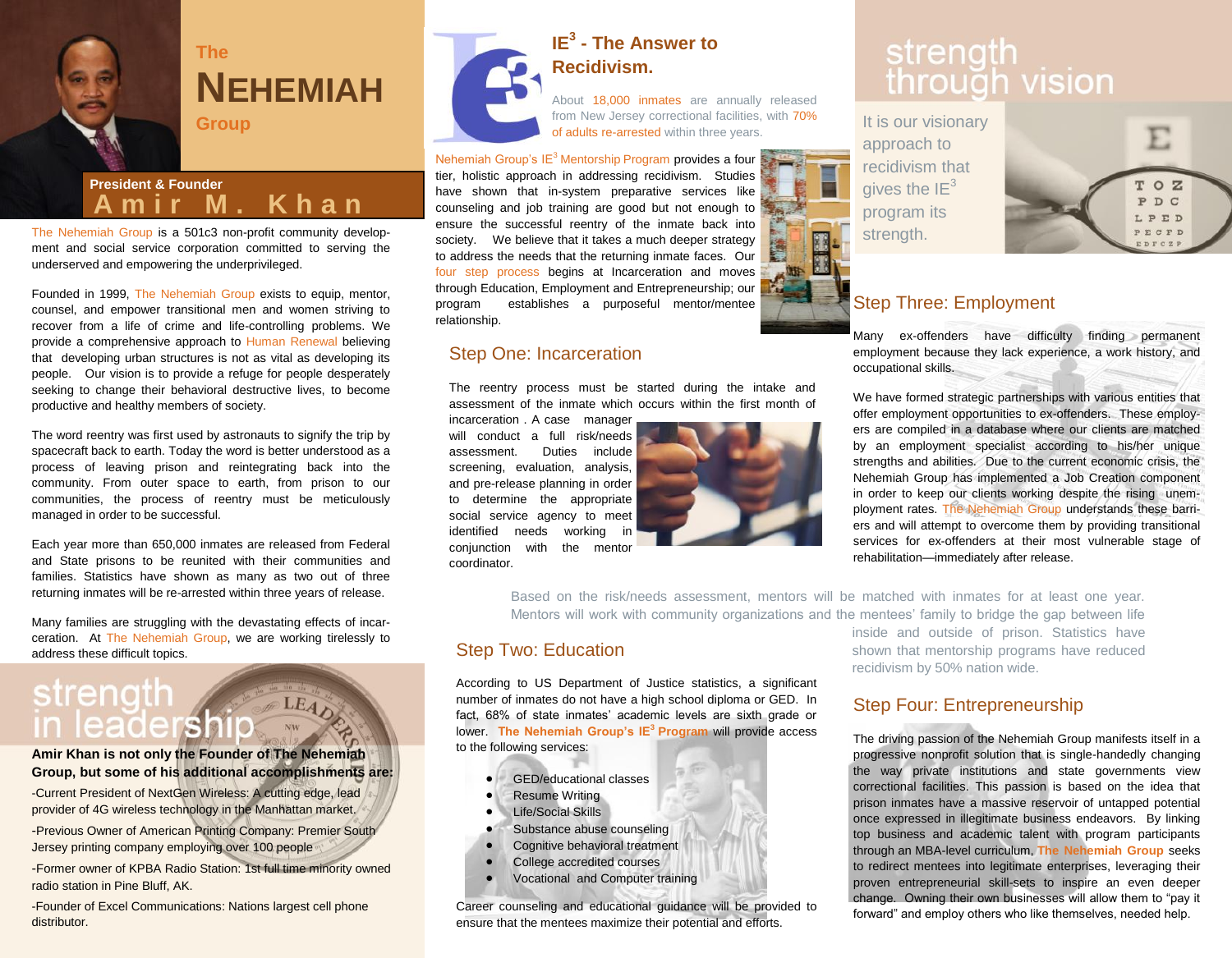# The NEHEMIAH Group

**President & Founder**
**Amir M. Khan**

The Nehemiah Group is a 501c3 non-profit community development and social service corporation committed to serving the underserved and empowering the underprivileged.

Founded in 1999, The Nehemiah Group exists to equip, mentor, counsel, and empower transitional men and women striving to recover from a life of crime and life-controlling problems. We provide a comprehensive approach to Human Renewal believing that developing urban structures is not as vital as developing its people. Our vision is to provide a refuge for people desperately seeking to change their behavioral destructive lives, to become productive and healthy members of society.

The word reentry was first used by astronauts to signify the trip by spacecraft back to earth. Today the word is better understood as a process of leaving prison and reintegrating back into the community. From outer space to earth, from prison to our communities, the process of reentry must be meticulously managed in order to be successful.

Each year more than 650,000 inmates are released from Federal and State prisons to be reunited with their communities and families. Statistics have shown as many as two out of three returning inmates will be re-arrested within three years of release.

Many families are struggling with the devastating effects of incarceration. At The Nehemiah Group, we are working tirelessly to address these difficult topics.

## strength in leadership

**Amir Khan is not only the Founder of The Nehemiah Group, but some of his additional accomplishments are:**

-Current President of NextGen Wireless: A cutting edge, lead provider of 4G wireless technology in the Manhattan market.

-Previous Owner of American Printing Company: Premier South Jersey printing company employing over 100 people

-Former owner of KPBA Radio Station: 1st full time minority owned radio station in Pine Bluff, AK.

-Founder of Excel Communications: Nations largest cell phone distributor.

## IE³ - The Answer to Recidivism.

About 18,000 inmates are annually released from New Jersey correctional facilities, with 70% of adults re-arrested within three years.

Nehemiah Group's IE³ Mentorship Program provides a four tier, holistic approach in addressing recidivism. Studies have shown that in-system preparative services like counseling and job training are good but not enough to ensure the successful reentry of the inmate back into society. We believe that it takes a much deeper strategy to address the needs that the returning inmate faces. Our four step process begins at Incarceration and moves through Education, Employment and Entrepreneurship; our program establishes a purposeful mentor/mentee relationship.

## Step One: Incarceration

The reentry process must be started during the intake and assessment of the inmate which occurs within the first month of incarceration . A case manager will conduct a full risk/needs assessment. Duties include screening, evaluation, analysis, and pre-release planning in order to determine the appropriate social service agency to meet identified needs working in conjunction with the mentor coordinator.

Based on the risk/needs assessment, mentors will be matched with inmates for at least one year. Mentors will work with community organizations and the mentees' family to bridge the gap between life inside and outside of prison. Statistics have shown that mentorship programs have reduced recidivism by 50% nation wide.

## Step Two: Education

According to US Department of Justice statistics, a significant number of inmates do not have a high school diploma or GED. In fact, 68% of state inmates' academic levels are sixth grade or lower. **The Nehemiah Group's IE³ Program** will provide access to the following services:

- GED/educational classes
- Resume Writing
- Life/Social Skills
- Substance abuse counseling
- Cognitive behavioral treatment
- College accredited courses
- Vocational and Computer training

Career counseling and educational guidance will be provided to ensure that the mentees maximize their potential and efforts.

## strength through vision

It is our visionary approach to recidivism that gives the IE³ program its strength.

## Step Three: Employment

Many ex-offenders have difficulty finding permanent employment because they lack experience, a work history, and occupational skills.

We have formed strategic partnerships with various entities that offer employment opportunities to ex-offenders. These employers are compiled in a database where our clients are matched by an employment specialist according to his/her unique strengths and abilities. Due to the current economic crisis, the Nehemiah Group has implemented a Job Creation component in order to keep our clients working despite the rising unemployment rates. The Nehemiah Group understands these barriers and will attempt to overcome them by providing transitional services for ex-offenders at their most vulnerable stage of rehabilitation—immediately after release.

## Step Four: Entrepreneurship

The driving passion of the Nehemiah Group manifests itself in a progressive nonprofit solution that is single-handedly changing the way private institutions and state governments view correctional facilities. This passion is based on the idea that prison inmates have a massive reservoir of untapped potential once expressed in illegitimate business endeavors. By linking top business and academic talent with program participants through an MBA-level curriculum, **The Nehemiah Group** seeks to redirect mentees into legitimate enterprises, leveraging their proven entrepreneurial skill-sets to inspire an even deeper change. Owning their own businesses will allow them to "pay it forward" and employ others who like themselves, needed help.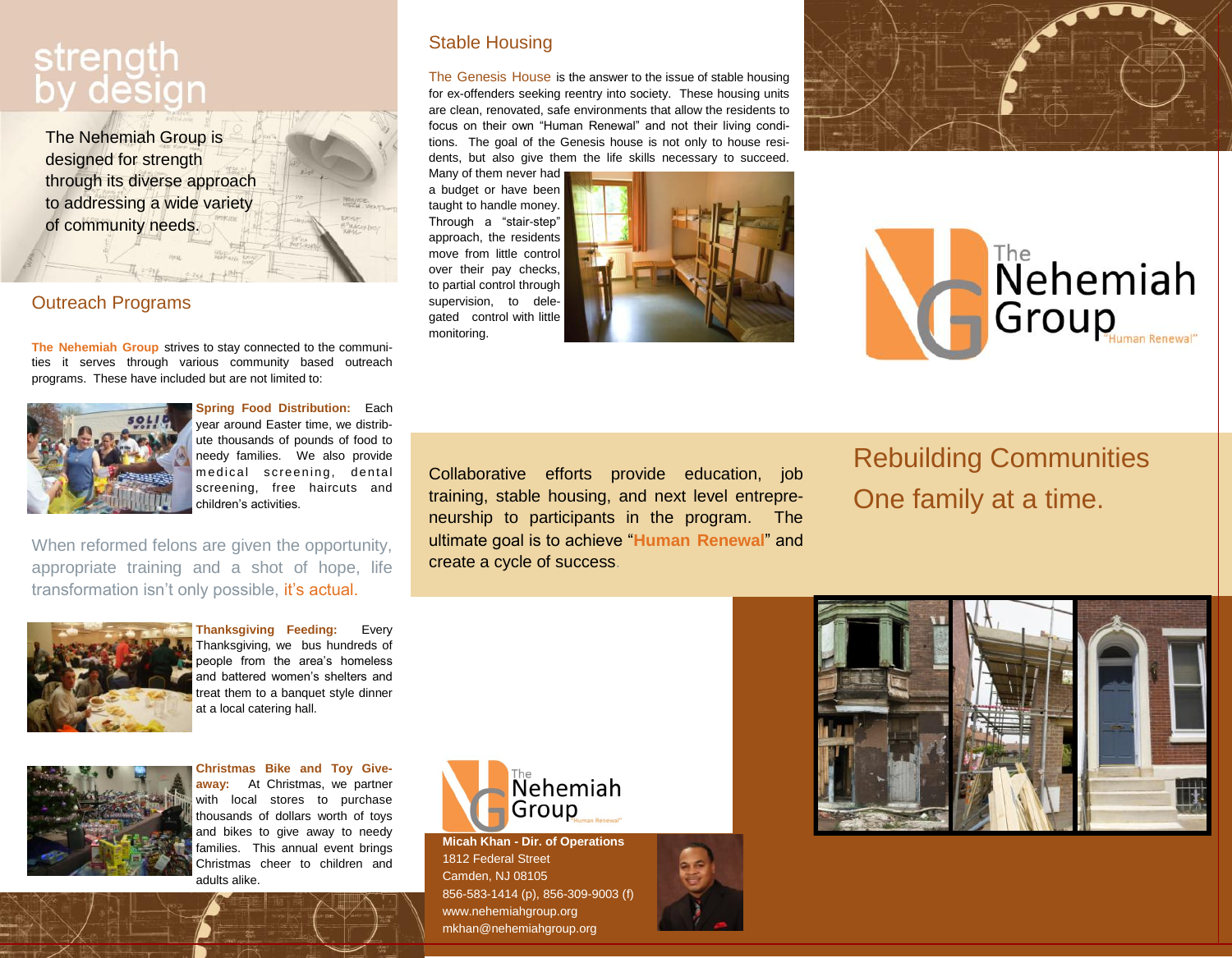# strength by design

The Nehemiah Group is designed for strength through its diverse approach to addressing a wide variety of community needs.

## Outreach Programs

**The Nehemiah Group** strives to stay connected to the communities it serves through various community based outreach programs. These have included but are not limited to:

**Spring Food Distribution:** Each year around Easter time, we distribute thousands of pounds of food to needy families. We also provide medical screening, dental screening, free haircuts and children's activities.

When reformed felons are given the opportunity, appropriate training and a shot of hope, life transformation isn't only possible, it's actual.

**Thanksgiving Feeding:** Every Thanksgiving, we bus hundreds of people from the area's homeless and battered women's shelters and treat them to a banquet style dinner at a local catering hall.

**Christmas Bike and Toy Give-away:** At Christmas, we partner with local stores to purchase thousands of dollars worth of toys and bikes to give away to needy families. This annual event brings Christmas cheer to children and adults alike.

## Stable Housing

The Genesis House is the answer to the issue of stable housing for ex-offenders seeking reentry into society. These housing units are clean, renovated, safe environments that allow the residents to focus on their own "Human Renewal" and not their living conditions. The goal of the Genesis house is not only to house residents, but also give them the life skills necessary to succeed. Many of them never had a budget or have been taught to handle money. Through a "stair-step" approach, the residents move from little control over their pay checks, to partial control through supervision, to delegated control with little monitoring.

Collaborative efforts provide education, job training, stable housing, and next level entrepreneurship to participants in the program. The ultimate goal is to achieve "**Human Renewal**" and create a cycle of success.

The Nehemiah Group "Human Renewal"

## Rebuilding Communities One family at a time.

The Nehemiah Group "Human Renewal"

**Micah Khan - Dir. of Operations**
1812 Federal Street
Camden, NJ 08105
856-583-1414 (p), 856-309-9003 (f)
www.nehemiahgroup.org
mkhan@nehemiahgroup.org